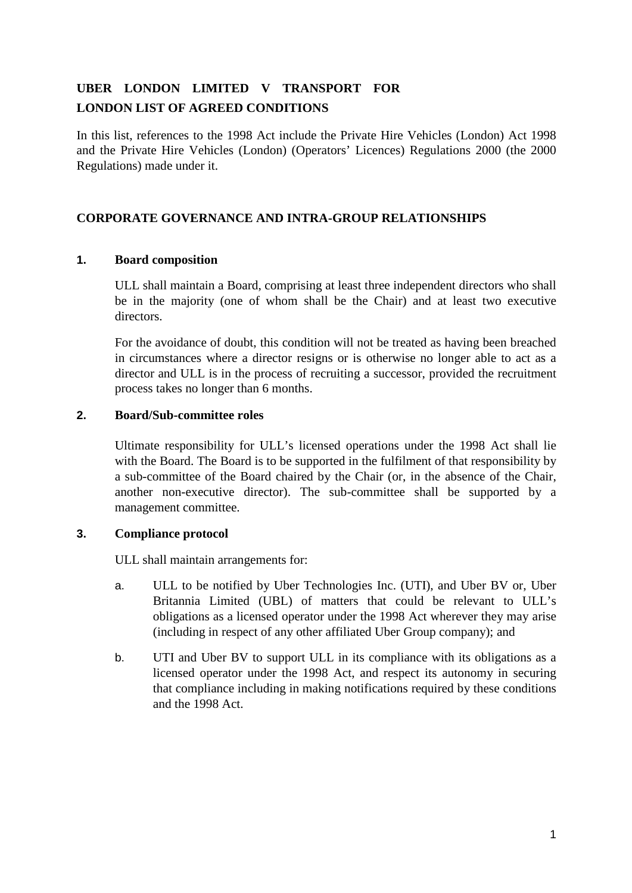# UBER LONDON LIMITED V TRANSPORT FOR LONDON LIST OF AGREED CONDITIONS

In this list, references to the 1998 Act include the Private Hire Vehicles (London) Act 1998 and the Private Hire Vehicles (London) (Operators' Licences) Regulations 2000 (the 2000 Regulations) made under it.

## CORPORATE GOVERNANCE AND INTRA-GROUP RELATIONSHIPS

### 1. Board composition

ULL shall maintain a Board, comprising at least three independent directors who shall be in the majority (one of whom shall be the Chair) and at least two executive directors.

For the avoidance of doubt, this condition will not be treated as having been breached in circumstances where a director resigns or is otherwise no longer able to act as a director and ULL is in the process of recruiting a successor, provided the recruitment process takes no longer than 6 months.

### 2. Board/Sub-committee roles

Ultimate responsibility for ULL's licensed operations under the 1998 Act shall lie with the Board. The Board is to be supported in the fulfilment of that responsibility by a sub-committee of the Board chaired by the Chair (or, in the absence of the Chair, another non-executive director). The sub-committee shall be supported by a management committee.

### 3. Compliance protocol

ULL shall maintain arrangements for:

a. ULL to be notified by Uber Technologies Inc. (UTI), and Uber BV or, Uber Britannia Limited (UBL) of matters that could be relevant to ULL's obligations as a licensed operator under the 1998 Act wherever they may arise (including in respect of any other affiliated Uber Group company); and

b. UTI and Uber BV to support ULL in its compliance with its obligations as a licensed operator under the 1998 Act, and respect its autonomy in securing that compliance including in making notifications required by these conditions and the 1998 Act.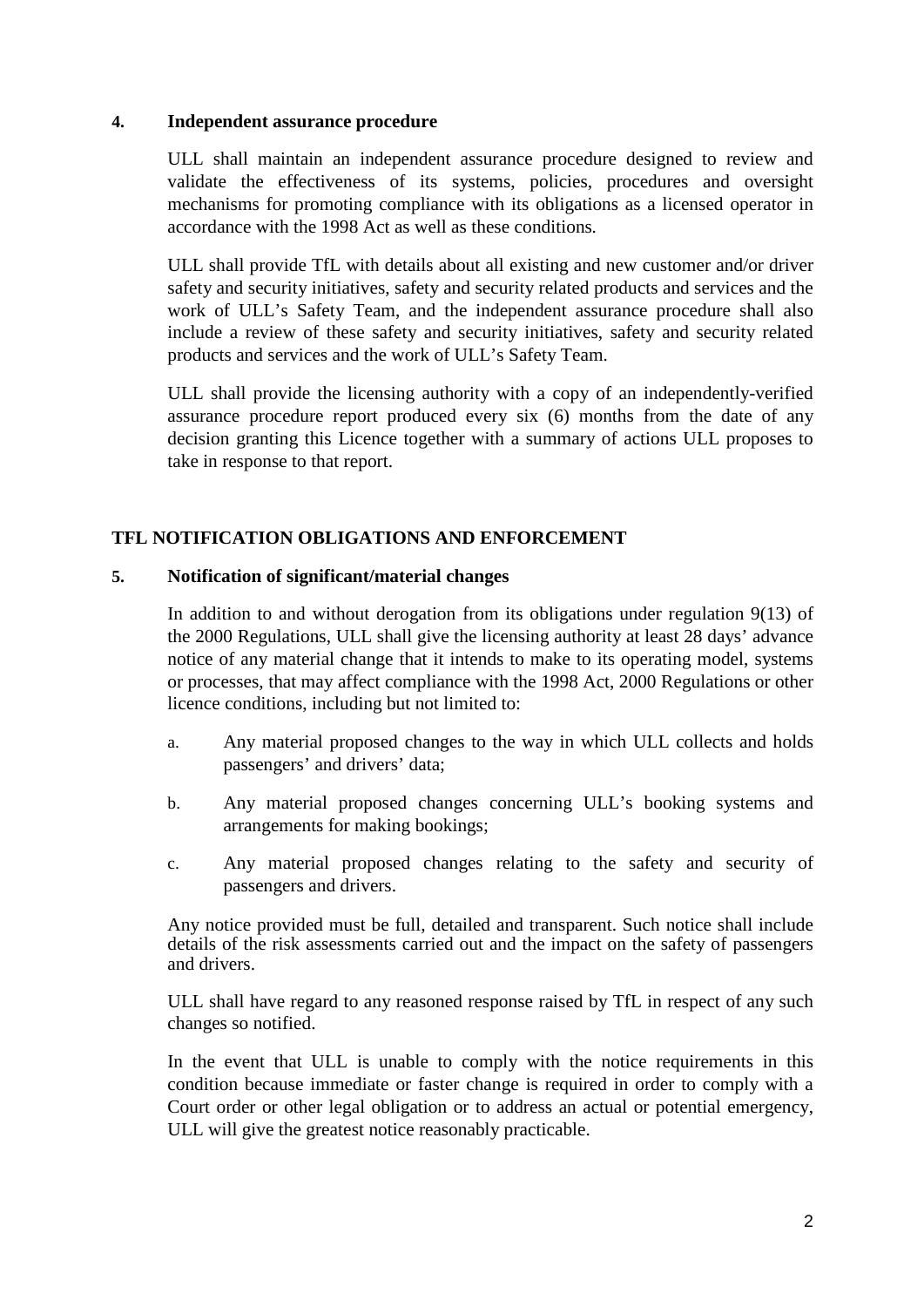**4. Independent assurance procedure**

ULL shall maintain an independent assurance procedure designed to review and validate the effectiveness of its systems, policies, procedures and oversight mechanisms for promoting compliance with its obligations as a licensed operator in accordance with the 1998 Act as well as these conditions.

ULL shall provide TfL with details about all existing and new customer and/or driver safety and security initiatives, safety and security related products and services and the work of ULL's Safety Team, and the independent assurance procedure shall also include a review of these safety and security initiatives, safety and security related products and services and the work of ULL's Safety Team.

ULL shall provide the licensing authority with a copy of an independently-verified assurance procedure report produced every six (6) months from the date of any decision granting this Licence together with a summary of actions ULL proposes to take in response to that report.

## TFL NOTIFICATION OBLIGATIONS AND ENFORCEMENT

**5. Notification of significant/material changes**

In addition to and without derogation from its obligations under regulation 9(13) of the 2000 Regulations, ULL shall give the licensing authority at least 28 days' advance notice of any material change that it intends to make to its operating model, systems or processes, that may affect compliance with the 1998 Act, 2000 Regulations or other licence conditions, including but not limited to:

a. Any material proposed changes to the way in which ULL collects and holds passengers' and drivers' data;

b. Any material proposed changes concerning ULL's booking systems and arrangements for making bookings;

c. Any material proposed changes relating to the safety and security of passengers and drivers.

Any notice provided must be full, detailed and transparent. Such notice shall include details of the risk assessments carried out and the impact on the safety of passengers and drivers.

ULL shall have regard to any reasoned response raised by TfL in respect of any such changes so notified.

In the event that ULL is unable to comply with the notice requirements in this condition because immediate or faster change is required in order to comply with a Court order or other legal obligation or to address an actual or potential emergency, ULL will give the greatest notice reasonably practicable.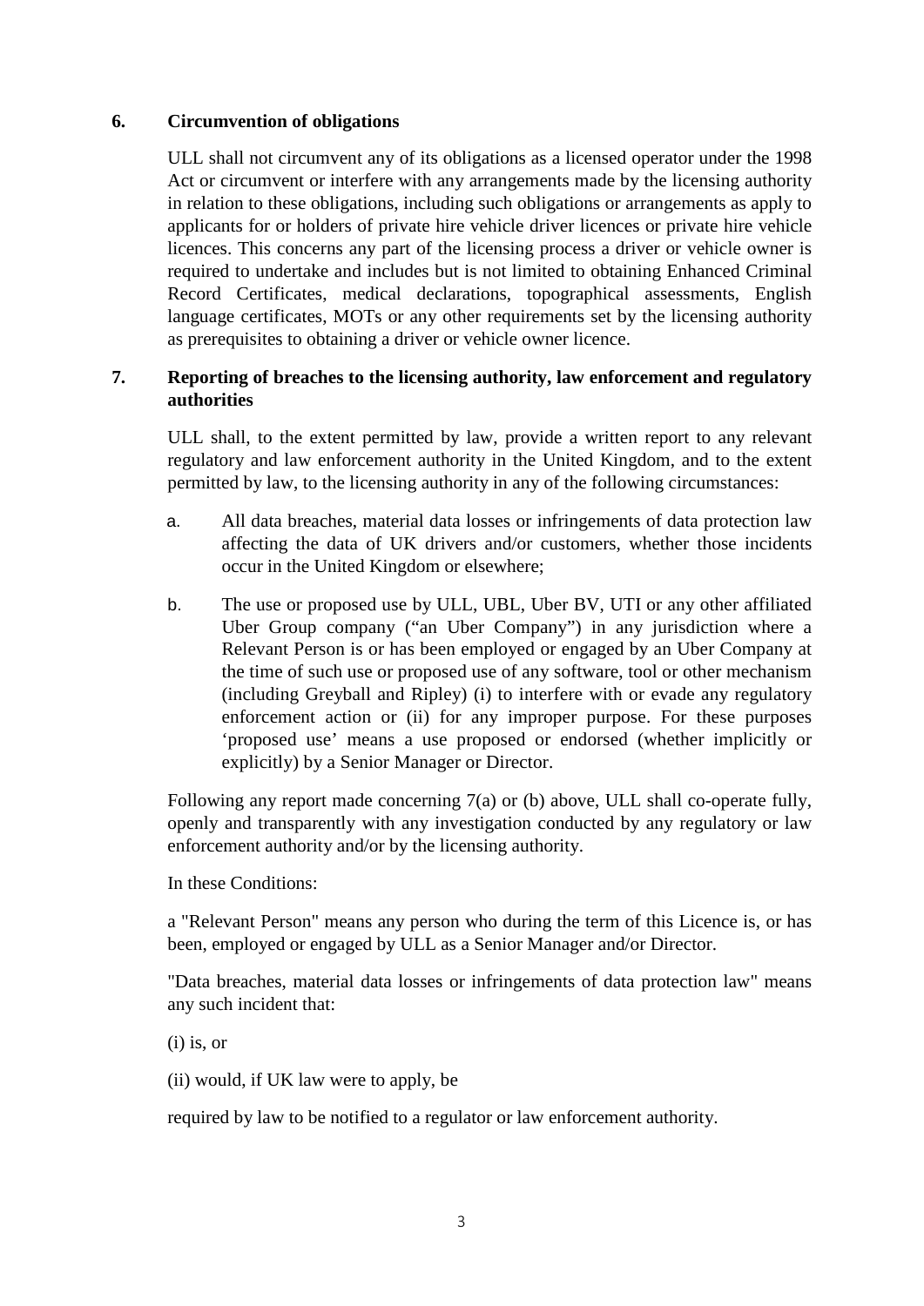## 6. Circumvention of obligations

ULL shall not circumvent any of its obligations as a licensed operator under the 1998 Act or circumvent or interfere with any arrangements made by the licensing authority in relation to these obligations, including such obligations or arrangements as apply to applicants for or holders of private hire vehicle driver licences or private hire vehicle licences. This concerns any part of the licensing process a driver or vehicle owner is required to undertake and includes but is not limited to obtaining Enhanced Criminal Record Certificates, medical declarations, topographical assessments, English language certificates, MOTs or any other requirements set by the licensing authority as prerequisites to obtaining a driver or vehicle owner licence.

## 7. Reporting of breaches to the licensing authority, law enforcement and regulatory authorities

ULL shall, to the extent permitted by law, provide a written report to any relevant regulatory and law enforcement authority in the United Kingdom, and to the extent permitted by law, to the licensing authority in any of the following circumstances:

a. All data breaches, material data losses or infringements of data protection law affecting the data of UK drivers and/or customers, whether those incidents occur in the United Kingdom or elsewhere;

b. The use or proposed use by ULL, UBL, Uber BV, UTI or any other affiliated Uber Group company ("an Uber Company") in any jurisdiction where a Relevant Person is or has been employed or engaged by an Uber Company at the time of such use or proposed use of any software, tool or other mechanism (including Greyball and Ripley) (i) to interfere with or evade any regulatory enforcement action or (ii) for any improper purpose. For these purposes 'proposed use' means a use proposed or endorsed (whether implicitly or explicitly) by a Senior Manager or Director.

Following any report made concerning 7(a) or (b) above, ULL shall co-operate fully, openly and transparently with any investigation conducted by any regulatory or law enforcement authority and/or by the licensing authority.

In these Conditions:

a "Relevant Person" means any person who during the term of this Licence is, or has been, employed or engaged by ULL as a Senior Manager and/or Director.

"Data breaches, material data losses or infringements of data protection law" means any such incident that:

(i) is, or

(ii) would, if UK law were to apply, be

required by law to be notified to a regulator or law enforcement authority.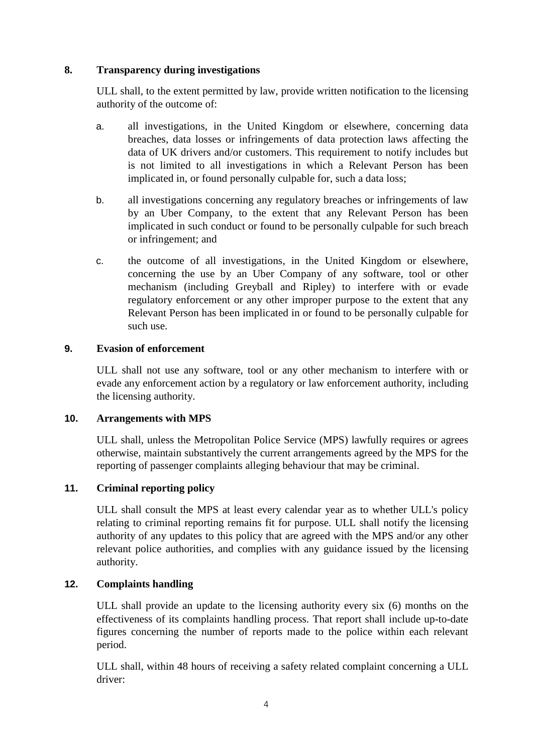**8. Transparency during investigations**

ULL shall, to the extent permitted by law, provide written notification to the licensing authority of the outcome of:

a. all investigations, in the United Kingdom or elsewhere, concerning data breaches, data losses or infringements of data protection laws affecting the data of UK drivers and/or customers. This requirement to notify includes but is not limited to all investigations in which a Relevant Person has been implicated in, or found personally culpable for, such a data loss;

b. all investigations concerning any regulatory breaches or infringements of law by an Uber Company, to the extent that any Relevant Person has been implicated in such conduct or found to be personally culpable for such breach or infringement; and

c. the outcome of all investigations, in the United Kingdom or elsewhere, concerning the use by an Uber Company of any software, tool or other mechanism (including Greyball and Ripley) to interfere with or evade regulatory enforcement or any other improper purpose to the extent that any Relevant Person has been implicated in or found to be personally culpable for such use.

**9. Evasion of enforcement**

ULL shall not use any software, tool or any other mechanism to interfere with or evade any enforcement action by a regulatory or law enforcement authority, including the licensing authority.

**10. Arrangements with MPS**

ULL shall, unless the Metropolitan Police Service (MPS) lawfully requires or agrees otherwise, maintain substantively the current arrangements agreed by the MPS for the reporting of passenger complaints alleging behaviour that may be criminal.

**11. Criminal reporting policy**

ULL shall consult the MPS at least every calendar year as to whether ULL's policy relating to criminal reporting remains fit for purpose. ULL shall notify the licensing authority of any updates to this policy that are agreed with the MPS and/or any other relevant police authorities, and complies with any guidance issued by the licensing authority.

**12. Complaints handling**

ULL shall provide an update to the licensing authority every six (6) months on the effectiveness of its complaints handling process. That report shall include up-to-date figures concerning the number of reports made to the police within each relevant period.

ULL shall, within 48 hours of receiving a safety related complaint concerning a ULL driver: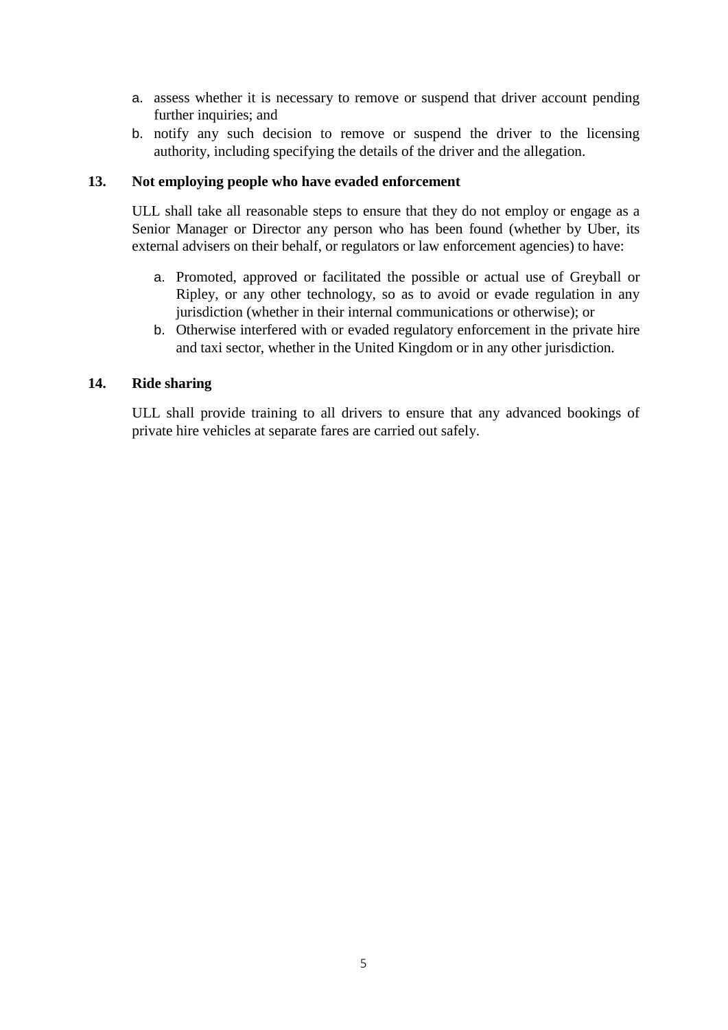a. assess whether it is necessary to remove or suspend that driver account pending further inquiries; and
b. notify any such decision to remove or suspend the driver to the licensing authority, including specifying the details of the driver and the allegation.

**13. Not employing people who have evaded enforcement**

ULL shall take all reasonable steps to ensure that they do not employ or engage as a Senior Manager or Director any person who has been found (whether by Uber, its external advisers on their behalf, or regulators or law enforcement agencies) to have:

a. Promoted, approved or facilitated the possible or actual use of Greyball or Ripley, or any other technology, so as to avoid or evade regulation in any jurisdiction (whether in their internal communications or otherwise); or
b. Otherwise interfered with or evaded regulatory enforcement in the private hire and taxi sector, whether in the United Kingdom or in any other jurisdiction.

**14. Ride sharing**

ULL shall provide training to all drivers to ensure that any advanced bookings of private hire vehicles at separate fares are carried out safely.